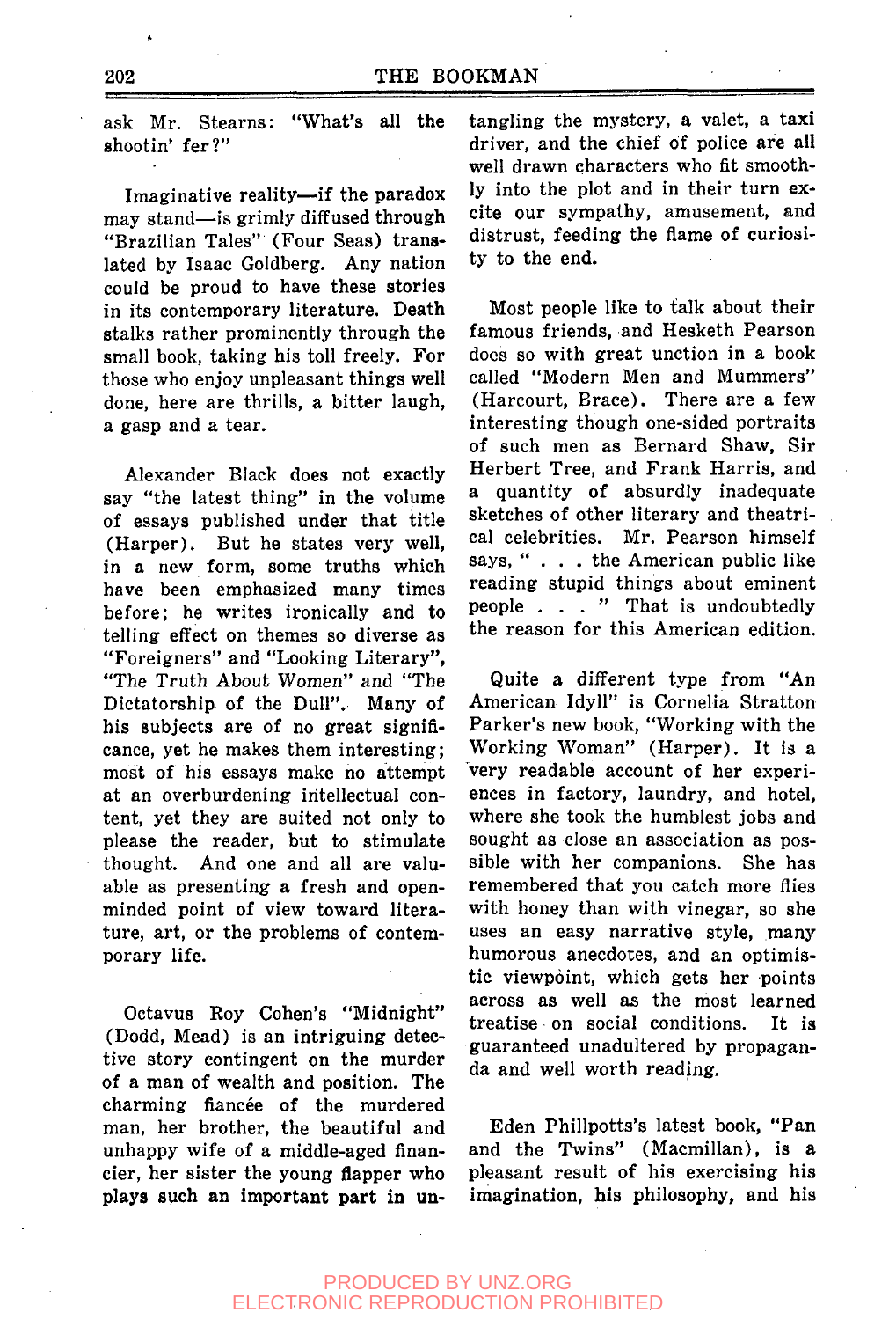ask Mr. Stearns: "What's all the shootin' fer?"

Imaginative reality—if the paradox may stand—is grimly diffused through "Brazilian Tales" (Four Seas) translated by Isaac Goldberg. Any nation could be proud to have these stories in its contemporary literature. Death stalks rather prominently through the small book, taking his toll freely. For those who enjoy unpleasant things well done, here are thrills, a bitter laugh, a gasp and a tear.

Alexander Black does not exactly say "the latest thing" in the volume of essays published under that title (Harper). But he states very well, in a new form, some truths which have been emphasized many times before; he writes ironically and to telling effect on themes so diverse as "Foreigners" and "Looking Literary", "The Truth About Women" and "The Dictatorship of the Dull". Many of his subjects are of no great significance, yet he makes them interesting; most of his essays make no attempt at an overburdening intellectual content, yet they are suited not only to please the reader, but to stimulate thought. And one and all are valuable as presenting a fresh and open-minded point of view toward literature, art, or the problems of contemporary life.

Octavus Roy Cohen's "Midnight" (Dodd, Mead) is an intriguing detective story contingent on the murder of a man of wealth and position. The charming fiancée of the murdered man, her brother, the beautiful and unhappy wife of a middle-aged financier, her sister the young flapper who plays such an important part in untangling the mystery, a valet, a taxi driver, and the chief of police are all well drawn characters who fit smoothly into the plot and in their turn excite our sympathy, amusement, and distrust, feeding the flame of curiosity to the end.

Most people like to talk about their famous friends, and Hesketh Pearson does so with great unction in a book called "Modern Men and Mummers" (Harcourt, Brace). There are a few interesting though one-sided portraits of such men as Bernard Shaw, Sir Herbert Tree, and Frank Harris, and a quantity of absurdly inadequate sketches of other literary and theatrical celebrities. Mr. Pearson himself says, " . . . the American public like reading stupid things about eminent people . . . " That is undoubtedly the reason for this American edition.

Quite a different type from "An American Idyll" is Cornelia Stratton Parker's new book, "Working with the Working Woman" (Harper). It is a very readable account of her experiences in factory, laundry, and hotel, where she took the humblest jobs and sought as close an association as possible with her companions. She has remembered that you catch more flies with honey than with vinegar, so she uses an easy narrative style, many humorous anecdotes, and an optimistic viewpoint, which gets her points across as well as the most learned treatise on social conditions. It is guaranteed unadultered by propaganda and well worth reading.

Eden Phillpotts's latest book, "Pan and the Twins" (Macmillan), is a pleasant result of his exercising his imagination, his philosophy, and his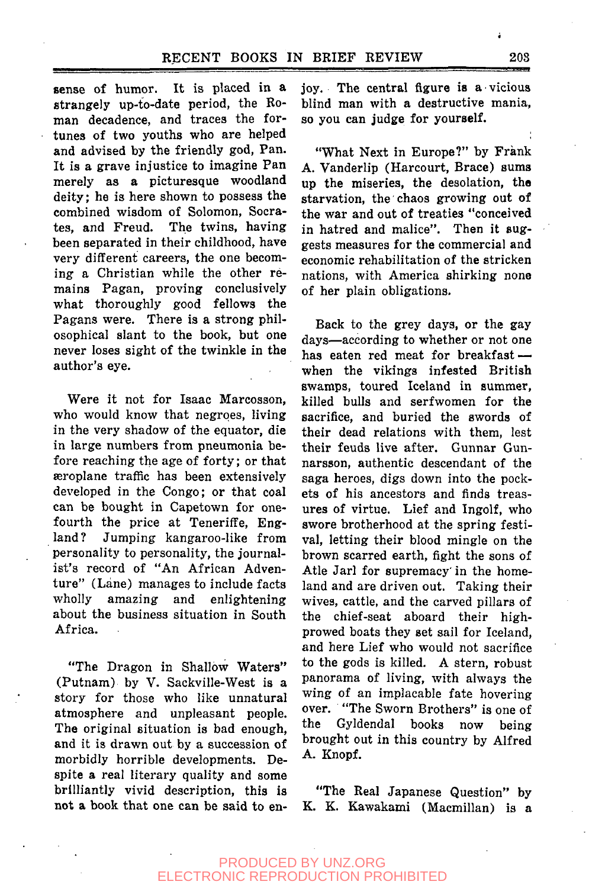sense of humor. It is placed in a strangely up-to-date period, the Roman decadence, and traces the fortunes of two youths who are helped and advised by the friendly god, Pan. It is a grave injustice to imagine Pan merely as a picturesque woodland deity; he is here shown to possess the combined wisdom of Solomon, Socrates, and Freud. The twins, having been separated in their childhood, have very different careers, the one becoming a Christian while the other remains Pagan, proving conclusively what thoroughly good fellows the Pagans were. There is a strong philosophical slant to the book, but one never loses sight of the twinkle in the author's eye.

Were it not for Isaac Marcosson, who would know that negroes, living in the very shadow of the equator, die in large numbers from pneumonia before reaching the age of forty; or that æroplane traffic has been extensively developed in the Congo; or that coal can be bought in Capetown for one-fourth the price at Teneriffe, England? Jumping kangaroo-like from personality to personality, the journalist's record of "An African Adventure" (Lane) manages to include facts wholly amazing and enlightening about the business situation in South Africa.

"The Dragon in Shallow Waters" (Putnam) by V. Sackville-West is a story for those who like unnatural atmosphere and unpleasant people. The original situation is bad enough, and it is drawn out by a succession of morbidly horrible developments. Despite a real literary quality and some brilliantly vivid description, this is not a book that one can be said to enjoy. The central figure is a vicious blind man with a destructive mania, so you can judge for yourself.

"What Next in Europe?" by Frank A. Vanderlip (Harcourt, Brace) sums up the miseries, the desolation, the starvation, the chaos growing out of the war and out of treaties "conceived in hatred and malice". Then it suggests measures for the commercial and economic rehabilitation of the stricken nations, with America shirking none of her plain obligations.

Back to the grey days, or the gay days—according to whether or not one has eaten red meat for breakfast—when the vikings infested British swamps, toured Iceland in summer, killed bulls and serfwomen for the sacrifice, and buried the swords of their dead relations with them, lest their feuds live after. Gunnar Gunnarsson, authentic descendant of the saga heroes, digs down into the pockets of his ancestors and finds treasures of virtue. Lief and Ingolf, who swore brotherhood at the spring festival, letting their blood mingle on the brown scarred earth, fight the sons of Atle Jarl for supremacy in the homeland and are driven out. Taking their wives, cattle, and the carved pillars of the chief-seat aboard their high-prowed boats they set sail for Iceland, and here Lief who would not sacrifice to the gods is killed. A stern, robust panorama of living, with always the wing of an implacable fate hovering over. "The Sworn Brothers" is one of the Gyldendal books now being brought out in this country by Alfred A. Knopf.

"The Real Japanese Question" by K. K. Kawakami (Macmillan) is a